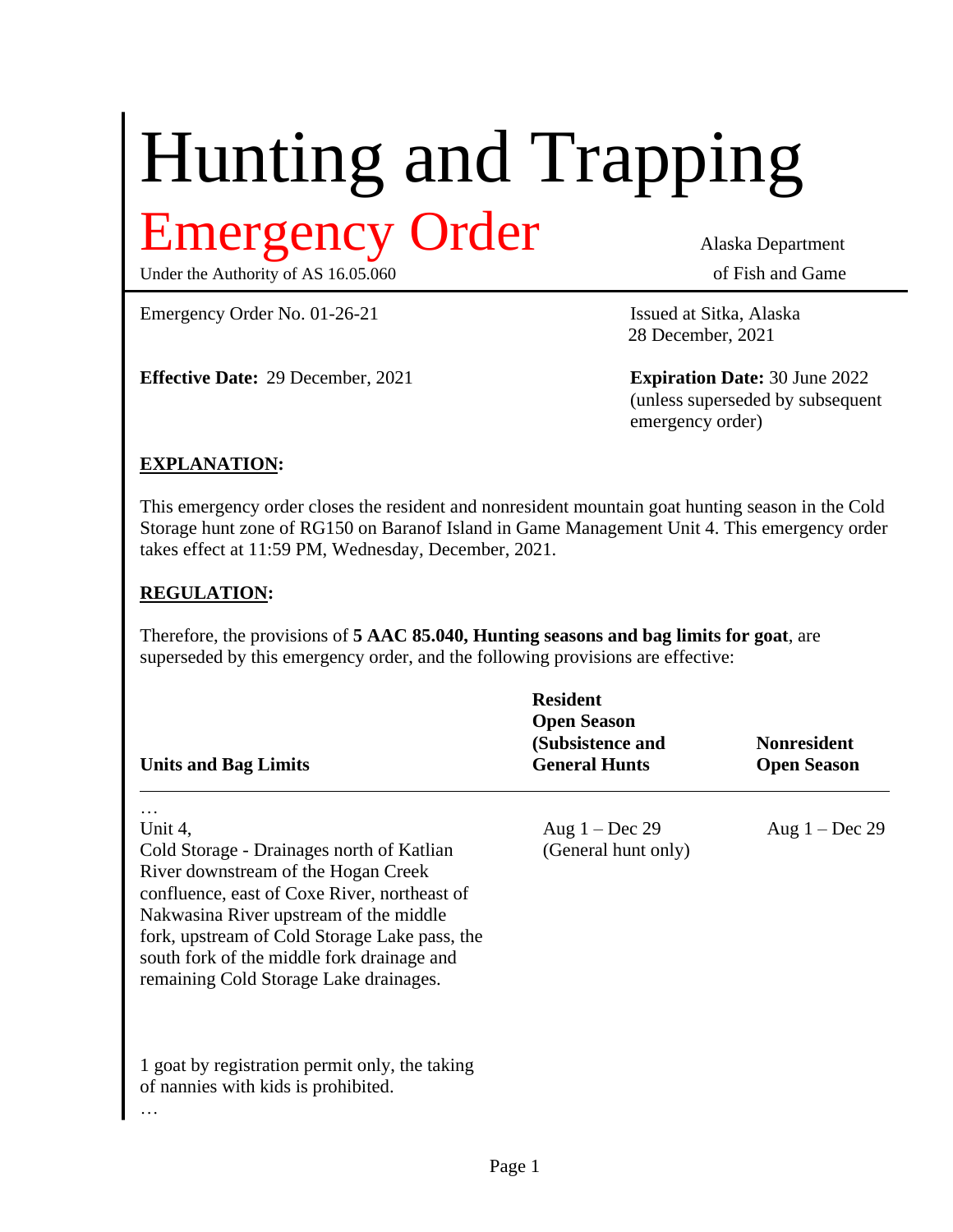# Hunting and Trapping

## Emergency Order

Under the Authority of AS 16.05.060

Alaska Department of Fish and Game

Emergency Order No. 01-26-21

Issued at Sitka, Alaska
28 December, 2021

**Effective Date:** 29 December, 2021

**Expiration Date:** 30 June 2022 (unless superseded by subsequent emergency order)

### EXPLANATION:

This emergency order closes the resident and nonresident mountain goat hunting season in the Cold Storage hunt zone of RG150 on Baranof Island in Game Management Unit 4. This emergency order takes effect at 11:59 PM, Wednesday, December, 2021.

### REGULATION:

Therefore, the provisions of **5 AAC 85.040, Hunting seasons and bag limits for goat**, are superseded by this emergency order, and the following provisions are effective:

| Units and Bag Limits | Resident Open Season (Subsistence and General Hunts | Nonresident Open Season |
|---|---|---|
| …<br>Unit 4,<br>Cold Storage - Drainages north of Katlian River downstream of the Hogan Creek confluence, east of Coxe River, northeast of Nakwasina River upstream of the middle fork, upstream of Cold Storage Lake pass, the south fork of the middle fork drainage and remaining Cold Storage Lake drainages. | Aug 1 – Dec 29<br>(General hunt only) | Aug 1 – Dec 29 |
| 1 goat by registration permit only, the taking of nannies with kids is prohibited.<br>… | | |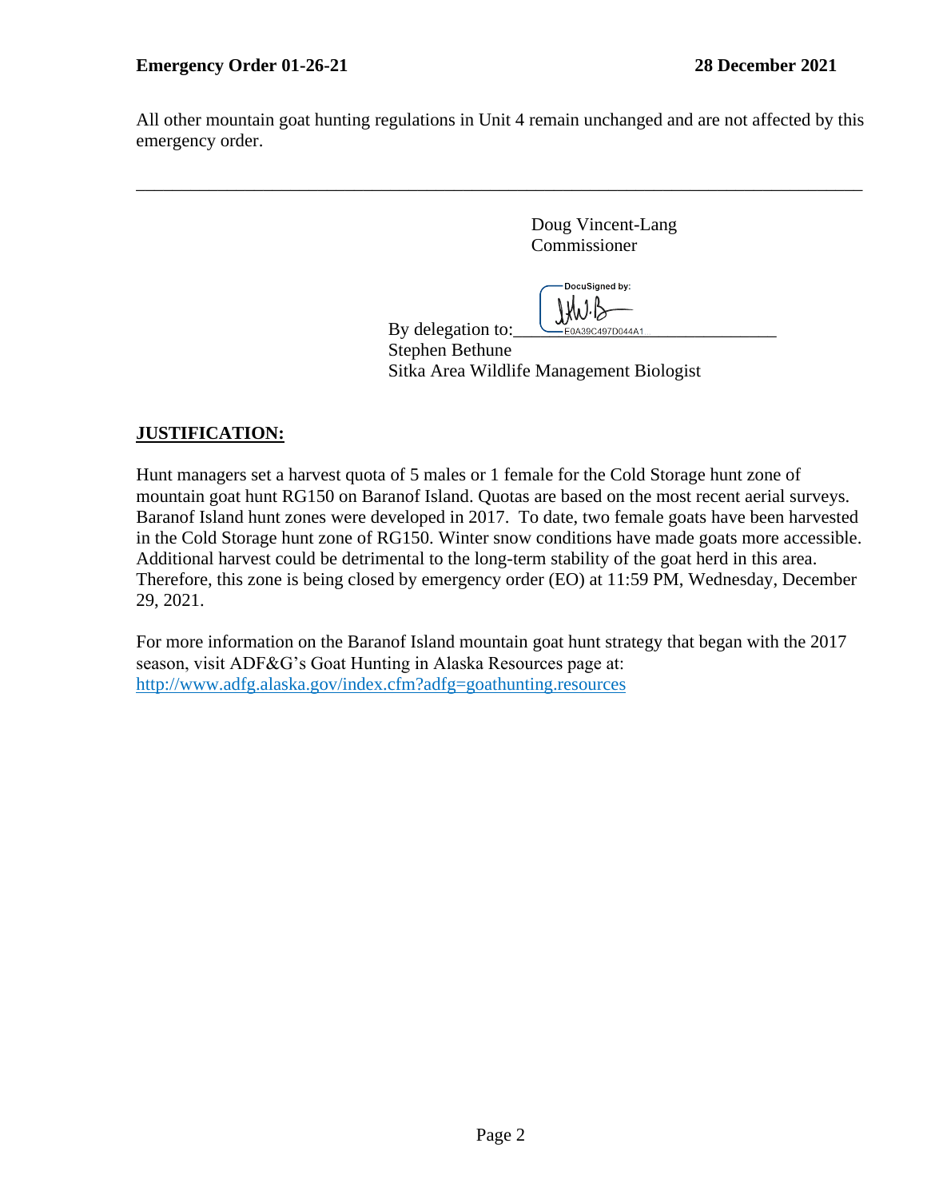All other mountain goat hunting regulations in Unit 4 remain unchanged and are not affected by this emergency order.

---

Doug Vincent-Lang
Commissioner

DocuSigned by:
E0A39C497D044A1...

By delegation to:\_\_\_\_\_\_\_\_\_\_\_\_\_\_\_\_\_\_\_\_\_\_\_\_\_\_\_\_\_\_
Stephen Bethune
Sitka Area Wildlife Management Biologist

**JUSTIFICATION:**

Hunt managers set a harvest quota of 5 males or 1 female for the Cold Storage hunt zone of mountain goat hunt RG150 on Baranof Island. Quotas are based on the most recent aerial surveys. Baranof Island hunt zones were developed in 2017. To date, two female goats have been harvested in the Cold Storage hunt zone of RG150. Winter snow conditions have made goats more accessible. Additional harvest could be detrimental to the long-term stability of the goat herd in this area. Therefore, this zone is being closed by emergency order (EO) at 11:59 PM, Wednesday, December 29, 2021.

For more information on the Baranof Island mountain goat hunt strategy that began with the 2017 season, visit ADF&G's Goat Hunting in Alaska Resources page at: http://www.adfg.alaska.gov/index.cfm?adfg=goathunting.resources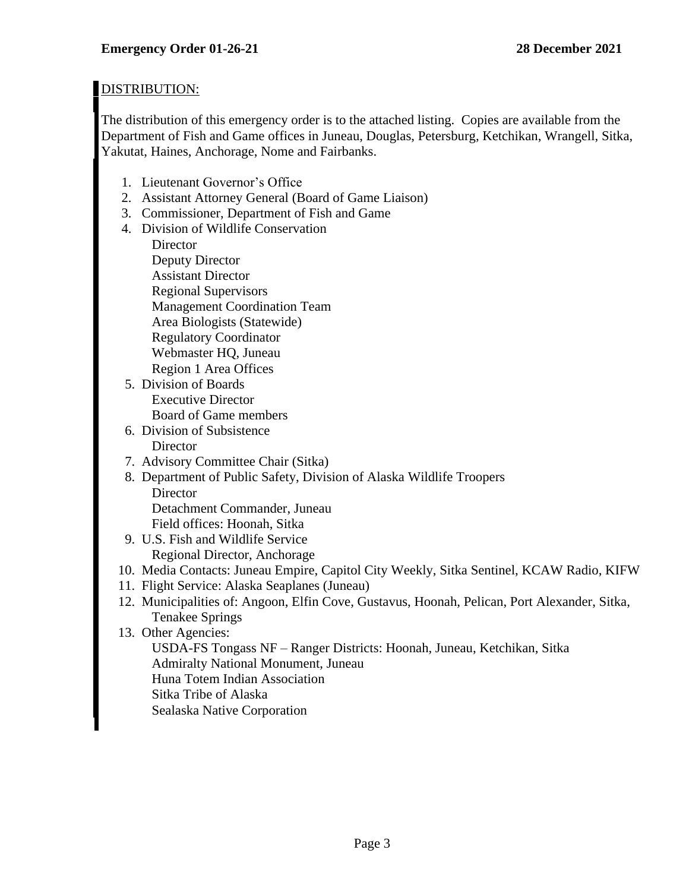DISTRIBUTION:

The distribution of this emergency order is to the attached listing. Copies are available from the Department of Fish and Game offices in Juneau, Douglas, Petersburg, Ketchikan, Wrangell, Sitka, Yakutat, Haines, Anchorage, Nome and Fairbanks.

1. Lieutenant Governor's Office
2. Assistant Attorney General (Board of Game Liaison)
3. Commissioner, Department of Fish and Game
4. Division of Wildlife Conservation
   - Director
   - Deputy Director
   - Assistant Director
   - Regional Supervisors
   - Management Coordination Team
   - Area Biologists (Statewide)
   - Regulatory Coordinator
   - Webmaster HQ, Juneau
   - Region 1 Area Offices
5. Division of Boards
   - Executive Director
   - Board of Game members
6. Division of Subsistence
   - Director
7. Advisory Committee Chair (Sitka)
8. Department of Public Safety, Division of Alaska Wildlife Troopers
   - Director
   - Detachment Commander, Juneau
   - Field offices: Hoonah, Sitka
9. U.S. Fish and Wildlife Service
   - Regional Director, Anchorage
10. Media Contacts: Juneau Empire, Capitol City Weekly, Sitka Sentinel, KCAW Radio, KIFW
11. Flight Service: Alaska Seaplanes (Juneau)
12. Municipalities of: Angoon, Elfin Cove, Gustavus, Hoonah, Pelican, Port Alexander, Sitka, Tenakee Springs
13. Other Agencies:
    - USDA-FS Tongass NF – Ranger Districts: Hoonah, Juneau, Ketchikan, Sitka
    - Admiralty National Monument, Juneau
    - Huna Totem Indian Association
    - Sitka Tribe of Alaska
    - Sealaska Native Corporation